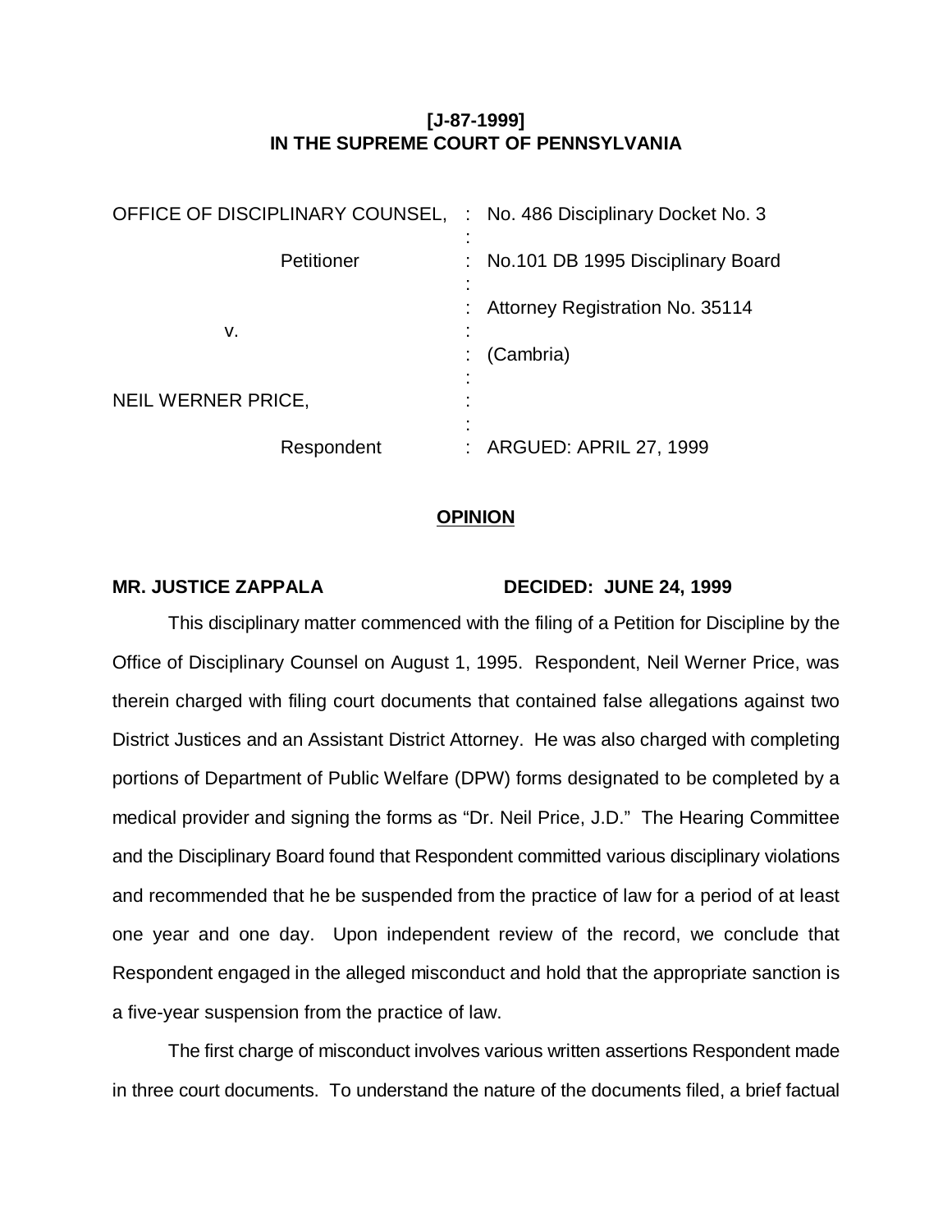**[J-87-1999]**
**IN THE SUPREME COURT OF PENNSYLVANIA**

| | | |
|---|---|---|
| OFFICE OF DISCIPLINARY COUNSEL, | : | No. 486 Disciplinary Docket No. 3 |
| Petitioner | : | No.101 DB 1995 Disciplinary Board |
| | : | Attorney Registration No. 35114 |
| v. | : | (Cambria) |
| NEIL WERNER PRICE, | : | |
| Respondent | : | ARGUED: APRIL 27, 1999 |

**OPINION**

**MR. JUSTICE ZAPPALA** **DECIDED: JUNE 24, 1999**

This disciplinary matter commenced with the filing of a Petition for Discipline by the Office of Disciplinary Counsel on August 1, 1995. Respondent, Neil Werner Price, was therein charged with filing court documents that contained false allegations against two District Justices and an Assistant District Attorney. He was also charged with completing portions of Department of Public Welfare (DPW) forms designated to be completed by a medical provider and signing the forms as "Dr. Neil Price, J.D." The Hearing Committee and the Disciplinary Board found that Respondent committed various disciplinary violations and recommended that he be suspended from the practice of law for a period of at least one year and one day. Upon independent review of the record, we conclude that Respondent engaged in the alleged misconduct and hold that the appropriate sanction is a five-year suspension from the practice of law.

The first charge of misconduct involves various written assertions Respondent made in three court documents. To understand the nature of the documents filed, a brief factual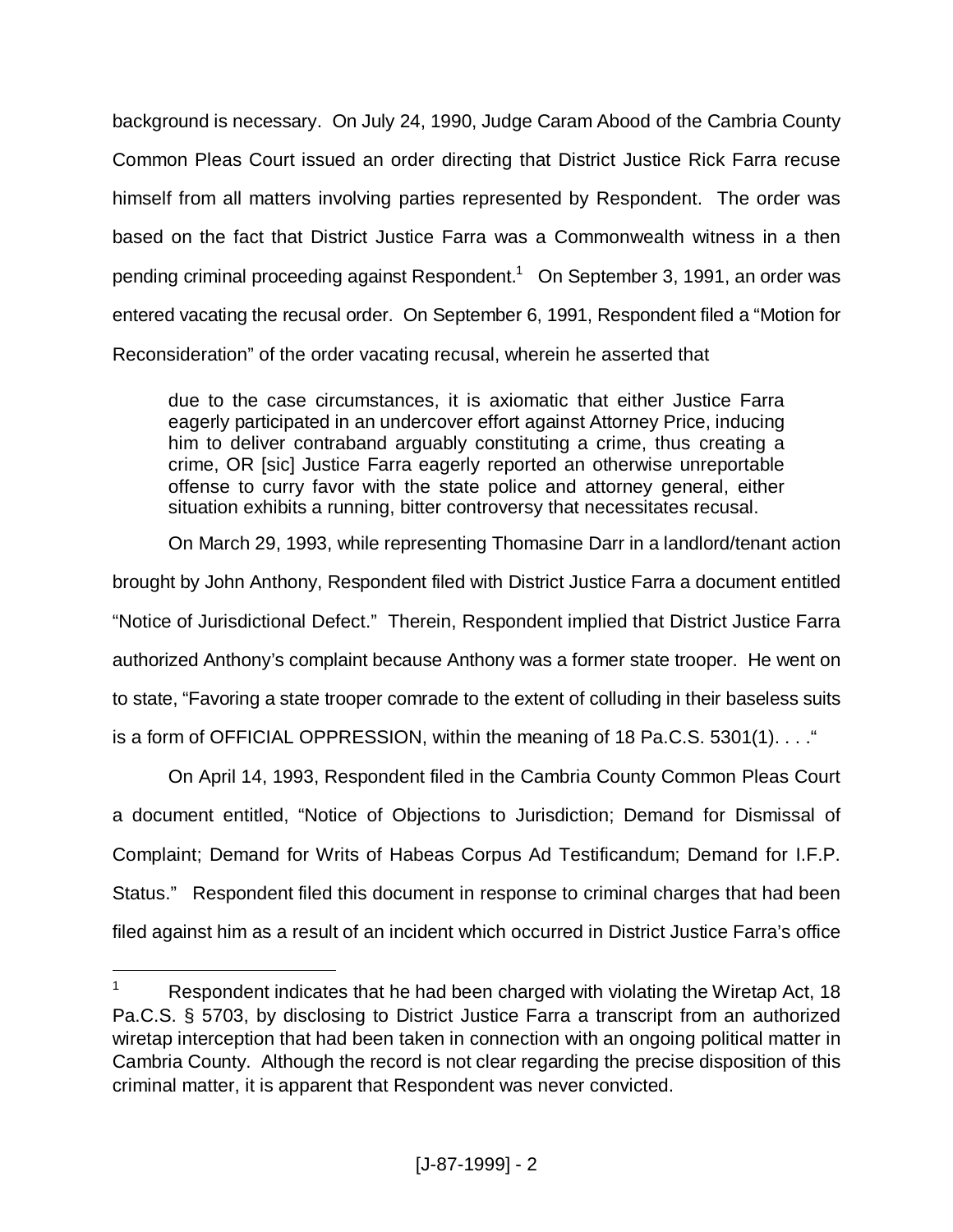background is necessary. On July 24, 1990, Judge Caram Abood of the Cambria County Common Pleas Court issued an order directing that District Justice Rick Farra recuse himself from all matters involving parties represented by Respondent. The order was based on the fact that District Justice Farra was a Commonwealth witness in a then pending criminal proceeding against Respondent.[1] On September 3, 1991, an order was entered vacating the recusal order. On September 6, 1991, Respondent filed a "Motion for Reconsideration" of the order vacating recusal, wherein he asserted that

> due to the case circumstances, it is axiomatic that either Justice Farra eagerly participated in an undercover effort against Attorney Price, inducing him to deliver contraband arguably constituting a crime, thus creating a crime, OR [sic] Justice Farra eagerly reported an otherwise unreportable offense to curry favor with the state police and attorney general, either situation exhibits a running, bitter controversy that necessitates recusal.

On March 29, 1993, while representing Thomasine Darr in a landlord/tenant action brought by John Anthony, Respondent filed with District Justice Farra a document entitled "Notice of Jurisdictional Defect." Therein, Respondent implied that District Justice Farra authorized Anthony's complaint because Anthony was a former state trooper. He went on to state, "Favoring a state trooper comrade to the extent of colluding in their baseless suits is a form of OFFICIAL OPPRESSION, within the meaning of 18 Pa.C.S. 5301(1). . . ."

On April 14, 1993, Respondent filed in the Cambria County Common Pleas Court a document entitled, "Notice of Objections to Jurisdiction; Demand for Dismissal of Complaint; Demand for Writs of Habeas Corpus Ad Testificandum; Demand for I.F.P. Status." Respondent filed this document in response to criminal charges that had been filed against him as a result of an incident which occurred in District Justice Farra's office

---

[1] Respondent indicates that he had been charged with violating the Wiretap Act, 18 Pa.C.S. § 5703, by disclosing to District Justice Farra a transcript from an authorized wiretap interception that had been taken in connection with an ongoing political matter in Cambria County. Although the record is not clear regarding the precise disposition of this criminal matter, it is apparent that Respondent was never convicted.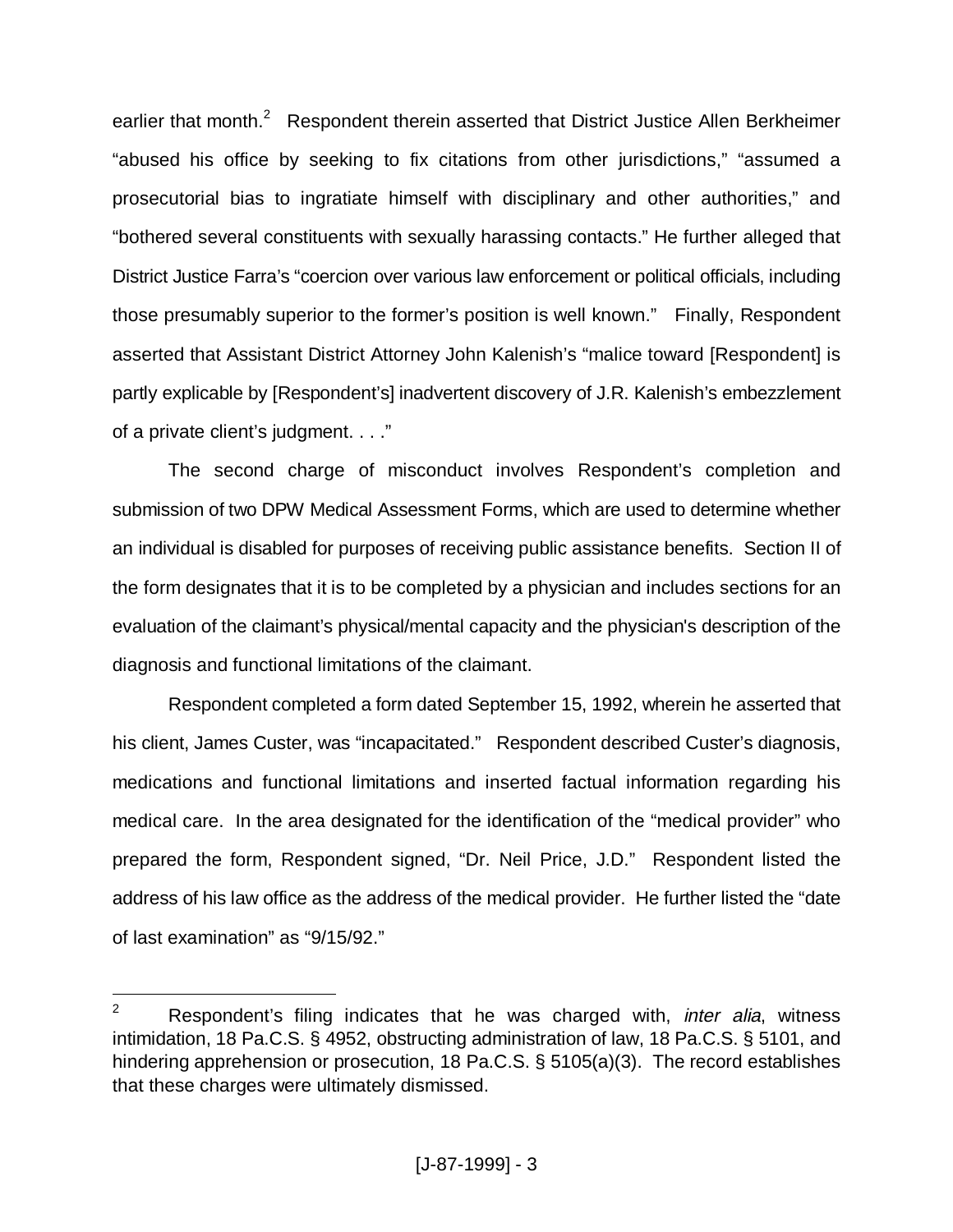earlier that month.[2] Respondent therein asserted that District Justice Allen Berkheimer "abused his office by seeking to fix citations from other jurisdictions," "assumed a prosecutorial bias to ingratiate himself with disciplinary and other authorities," and "bothered several constituents with sexually harassing contacts." He further alleged that District Justice Farra's "coercion over various law enforcement or political officials, including those presumably superior to the former's position is well known." Finally, Respondent asserted that Assistant District Attorney John Kalenish's "malice toward [Respondent] is partly explicable by [Respondent's] inadvertent discovery of J.R. Kalenish's embezzlement of a private client's judgment. . . ."

The second charge of misconduct involves Respondent's completion and submission of two DPW Medical Assessment Forms, which are used to determine whether an individual is disabled for purposes of receiving public assistance benefits. Section II of the form designates that it is to be completed by a physician and includes sections for an evaluation of the claimant's physical/mental capacity and the physician's description of the diagnosis and functional limitations of the claimant.

Respondent completed a form dated September 15, 1992, wherein he asserted that his client, James Custer, was "incapacitated." Respondent described Custer's diagnosis, medications and functional limitations and inserted factual information regarding his medical care. In the area designated for the identification of the "medical provider" who prepared the form, Respondent signed, "Dr. Neil Price, J.D." Respondent listed the address of his law office as the address of the medical provider. He further listed the "date of last examination" as "9/15/92."

---

[2] Respondent's filing indicates that he was charged with, *inter alia*, witness intimidation, 18 Pa.C.S. § 4952, obstructing administration of law, 18 Pa.C.S. § 5101, and hindering apprehension or prosecution, 18 Pa.C.S. § 5105(a)(3). The record establishes that these charges were ultimately dismissed.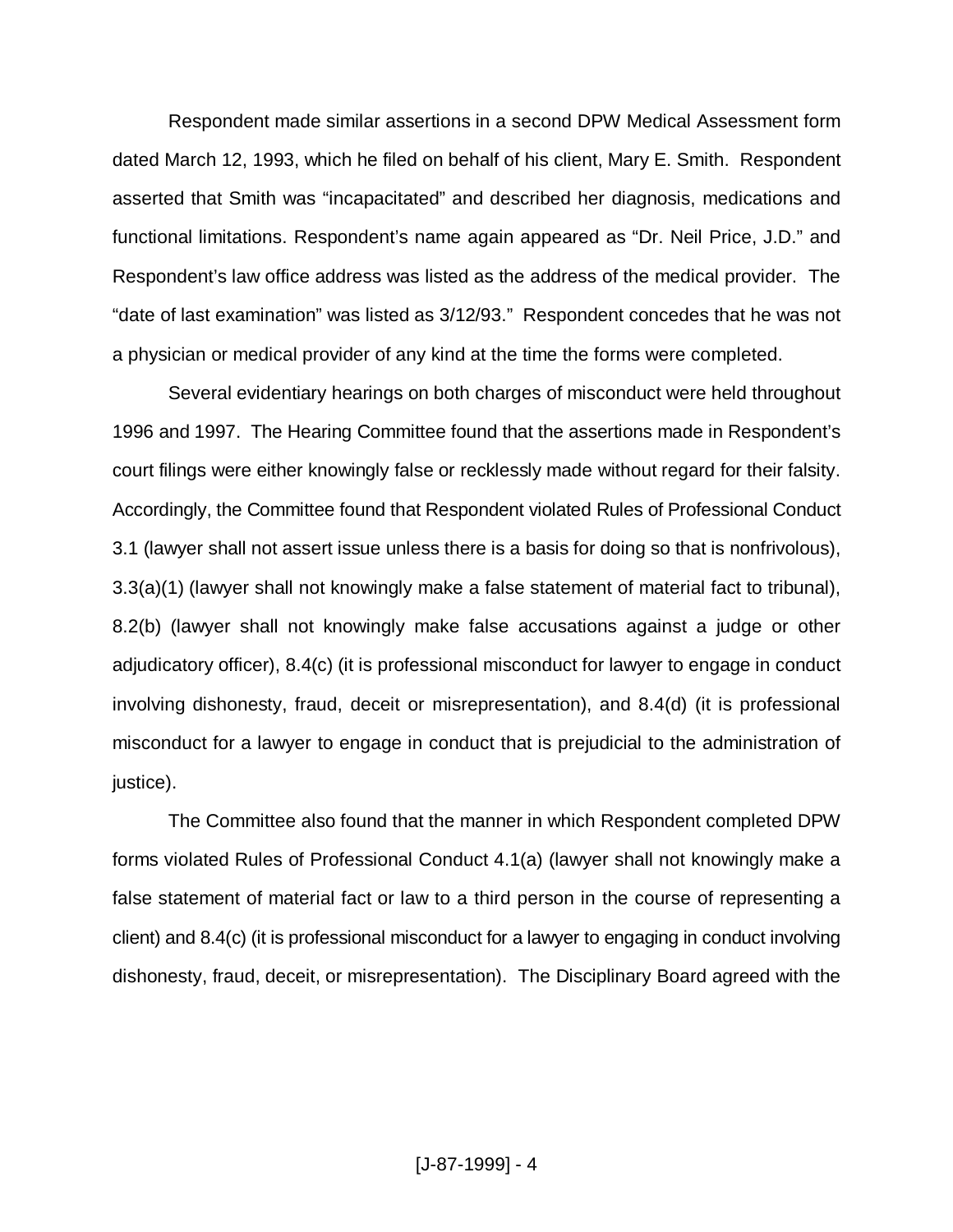Respondent made similar assertions in a second DPW Medical Assessment form dated March 12, 1993, which he filed on behalf of his client, Mary E. Smith. Respondent asserted that Smith was "incapacitated" and described her diagnosis, medications and functional limitations. Respondent's name again appeared as "Dr. Neil Price, J.D." and Respondent's law office address was listed as the address of the medical provider. The "date of last examination" was listed as 3/12/93." Respondent concedes that he was not a physician or medical provider of any kind at the time the forms were completed.

Several evidentiary hearings on both charges of misconduct were held throughout 1996 and 1997. The Hearing Committee found that the assertions made in Respondent's court filings were either knowingly false or recklessly made without regard for their falsity. Accordingly, the Committee found that Respondent violated Rules of Professional Conduct 3.1 (lawyer shall not assert issue unless there is a basis for doing so that is nonfrivolous), 3.3(a)(1) (lawyer shall not knowingly make a false statement of material fact to tribunal), 8.2(b) (lawyer shall not knowingly make false accusations against a judge or other adjudicatory officer), 8.4(c) (it is professional misconduct for lawyer to engage in conduct involving dishonesty, fraud, deceit or misrepresentation), and 8.4(d) (it is professional misconduct for a lawyer to engage in conduct that is prejudicial to the administration of justice).

The Committee also found that the manner in which Respondent completed DPW forms violated Rules of Professional Conduct 4.1(a) (lawyer shall not knowingly make a false statement of material fact or law to a third person in the course of representing a client) and 8.4(c) (it is professional misconduct for a lawyer to engaging in conduct involving dishonesty, fraud, deceit, or misrepresentation). The Disciplinary Board agreed with the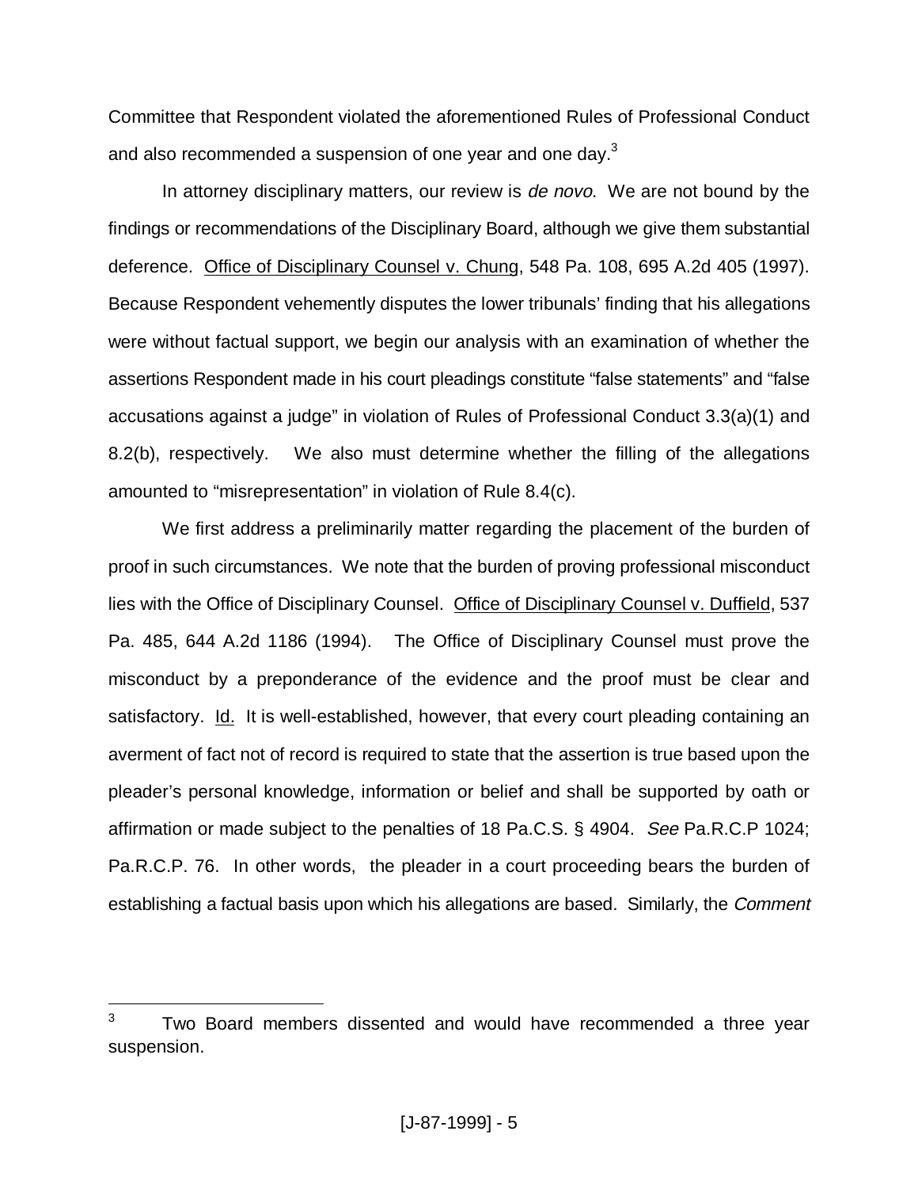Committee that Respondent violated the aforementioned Rules of Professional Conduct and also recommended a suspension of one year and one day.[3]

In attorney disciplinary matters, our review is *de novo*. We are not bound by the findings or recommendations of the Disciplinary Board, although we give them substantial deference. Office of Disciplinary Counsel v. Chung, 548 Pa. 108, 695 A.2d 405 (1997). Because Respondent vehemently disputes the lower tribunals' finding that his allegations were without factual support, we begin our analysis with an examination of whether the assertions Respondent made in his court pleadings constitute "false statements" and "false accusations against a judge" in violation of Rules of Professional Conduct 3.3(a)(1) and 8.2(b), respectively. We also must determine whether the filling of the allegations amounted to "misrepresentation" in violation of Rule 8.4(c).

We first address a preliminarily matter regarding the placement of the burden of proof in such circumstances. We note that the burden of proving professional misconduct lies with the Office of Disciplinary Counsel. Office of Disciplinary Counsel v. Duffield, 537 Pa. 485, 644 A.2d 1186 (1994). The Office of Disciplinary Counsel must prove the misconduct by a preponderance of the evidence and the proof must be clear and satisfactory. Id. It is well-established, however, that every court pleading containing an averment of fact not of record is required to state that the assertion is true based upon the pleader's personal knowledge, information or belief and shall be supported by oath or affirmation or made subject to the penalties of 18 Pa.C.S. § 4904. *See* Pa.R.C.P 1024; Pa.R.C.P. 76. In other words, the pleader in a court proceeding bears the burden of establishing a factual basis upon which his allegations are based. Similarly, the *Comment*

---

[3] Two Board members dissented and would have recommended a three year suspension.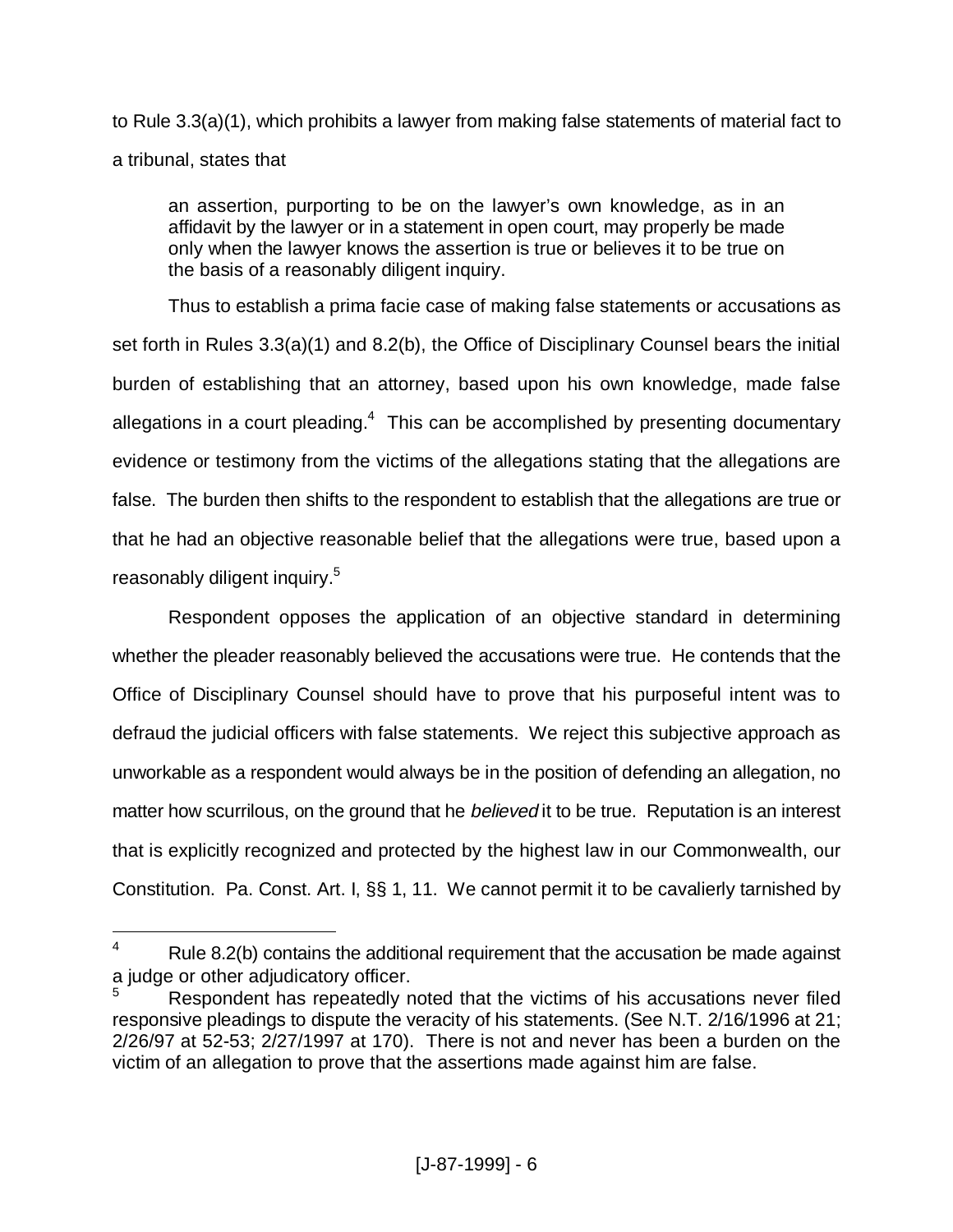to Rule 3.3(a)(1), which prohibits a lawyer from making false statements of material fact to a tribunal, states that

> an assertion, purporting to be on the lawyer's own knowledge, as in an affidavit by the lawyer or in a statement in open court, may properly be made only when the lawyer knows the assertion is true or believes it to be true on the basis of a reasonably diligent inquiry.

Thus to establish a prima facie case of making false statements or accusations as set forth in Rules 3.3(a)(1) and 8.2(b), the Office of Disciplinary Counsel bears the initial burden of establishing that an attorney, based upon his own knowledge, made false allegations in a court pleading.[4] This can be accomplished by presenting documentary evidence or testimony from the victims of the allegations stating that the allegations are false. The burden then shifts to the respondent to establish that the allegations are true or that he had an objective reasonable belief that the allegations were true, based upon a reasonably diligent inquiry.[5]

Respondent opposes the application of an objective standard in determining whether the pleader reasonably believed the accusations were true. He contends that the Office of Disciplinary Counsel should have to prove that his purposeful intent was to defraud the judicial officers with false statements. We reject this subjective approach as unworkable as a respondent would always be in the position of defending an allegation, no matter how scurrilous, on the ground that he *believed* it to be true. Reputation is an interest that is explicitly recognized and protected by the highest law in our Commonwealth, our Constitution. Pa. Const. Art. I, §§ 1, 11. We cannot permit it to be cavalierly tarnished by

---

[4] Rule 8.2(b) contains the additional requirement that the accusation be made against a judge or other adjudicatory officer.

[5] Respondent has repeatedly noted that the victims of his accusations never filed responsive pleadings to dispute the veracity of his statements. (See N.T. 2/16/1996 at 21; 2/26/97 at 52-53; 2/27/1997 at 170). There is not and never has been a burden on the victim of an allegation to prove that the assertions made against him are false.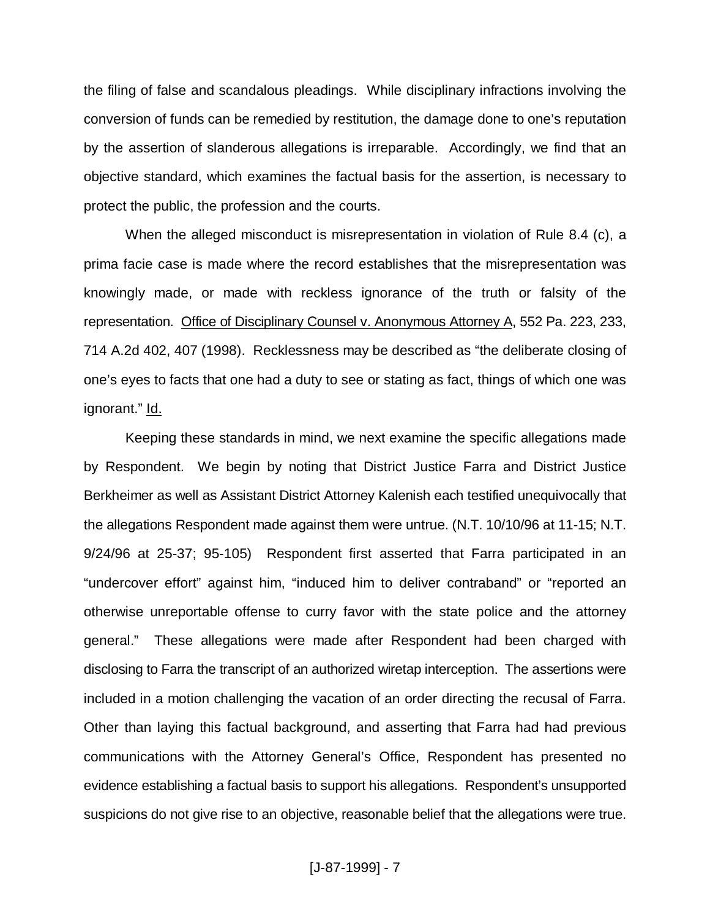the filing of false and scandalous pleadings. While disciplinary infractions involving the conversion of funds can be remedied by restitution, the damage done to one's reputation by the assertion of slanderous allegations is irreparable. Accordingly, we find that an objective standard, which examines the factual basis for the assertion, is necessary to protect the public, the profession and the courts.

When the alleged misconduct is misrepresentation in violation of Rule 8.4 (c), a prima facie case is made where the record establishes that the misrepresentation was knowingly made, or made with reckless ignorance of the truth or falsity of the representation. Office of Disciplinary Counsel v. Anonymous Attorney A, 552 Pa. 223, 233, 714 A.2d 402, 407 (1998). Recklessness may be described as "the deliberate closing of one's eyes to facts that one had a duty to see or stating as fact, things of which one was ignorant." Id.

Keeping these standards in mind, we next examine the specific allegations made by Respondent. We begin by noting that District Justice Farra and District Justice Berkheimer as well as Assistant District Attorney Kalenish each testified unequivocally that the allegations Respondent made against them were untrue. (N.T. 10/10/96 at 11-15; N.T. 9/24/96 at 25-37; 95-105) Respondent first asserted that Farra participated in an "undercover effort" against him, "induced him to deliver contraband" or "reported an otherwise unreportable offense to curry favor with the state police and the attorney general." These allegations were made after Respondent had been charged with disclosing to Farra the transcript of an authorized wiretap interception. The assertions were included in a motion challenging the vacation of an order directing the recusal of Farra. Other than laying this factual background, and asserting that Farra had had previous communications with the Attorney General's Office, Respondent has presented no evidence establishing a factual basis to support his allegations. Respondent's unsupported suspicions do not give rise to an objective, reasonable belief that the allegations were true.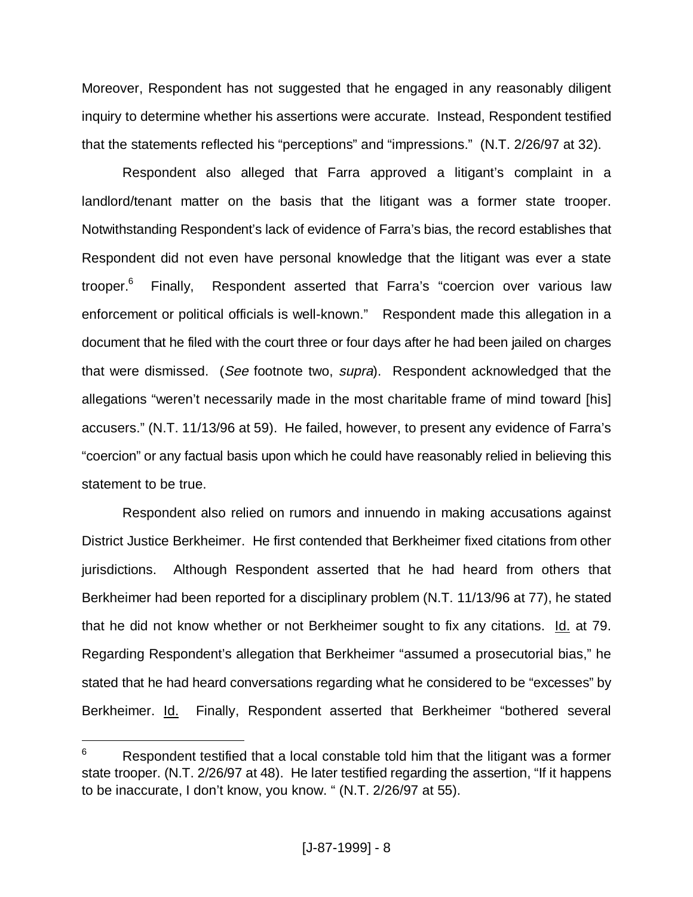Moreover, Respondent has not suggested that he engaged in any reasonably diligent inquiry to determine whether his assertions were accurate. Instead, Respondent testified that the statements reflected his "perceptions" and "impressions." (N.T. 2/26/97 at 32).

Respondent also alleged that Farra approved a litigant's complaint in a landlord/tenant matter on the basis that the litigant was a former state trooper. Notwithstanding Respondent's lack of evidence of Farra's bias, the record establishes that Respondent did not even have personal knowledge that the litigant was ever a state trooper.[6] Finally, Respondent asserted that Farra's "coercion over various law enforcement or political officials is well-known." Respondent made this allegation in a document that he filed with the court three or four days after he had been jailed on charges that were dismissed. (*See* footnote two, *supra*). Respondent acknowledged that the allegations "weren't necessarily made in the most charitable frame of mind toward [his] accusers." (N.T. 11/13/96 at 59). He failed, however, to present any evidence of Farra's "coercion" or any factual basis upon which he could have reasonably relied in believing this statement to be true.

Respondent also relied on rumors and innuendo in making accusations against District Justice Berkheimer. He first contended that Berkheimer fixed citations from other jurisdictions. Although Respondent asserted that he had heard from others that Berkheimer had been reported for a disciplinary problem (N.T. 11/13/96 at 77), he stated that he did not know whether or not Berkheimer sought to fix any citations. Id. at 79. Regarding Respondent's allegation that Berkheimer "assumed a prosecutorial bias," he stated that he had heard conversations regarding what he considered to be "excesses" by Berkheimer. Id. Finally, Respondent asserted that Berkheimer "bothered several

---

[6] Respondent testified that a local constable told him that the litigant was a former state trooper. (N.T. 2/26/97 at 48). He later testified regarding the assertion, "If it happens to be inaccurate, I don't know, you know. " (N.T. 2/26/97 at 55).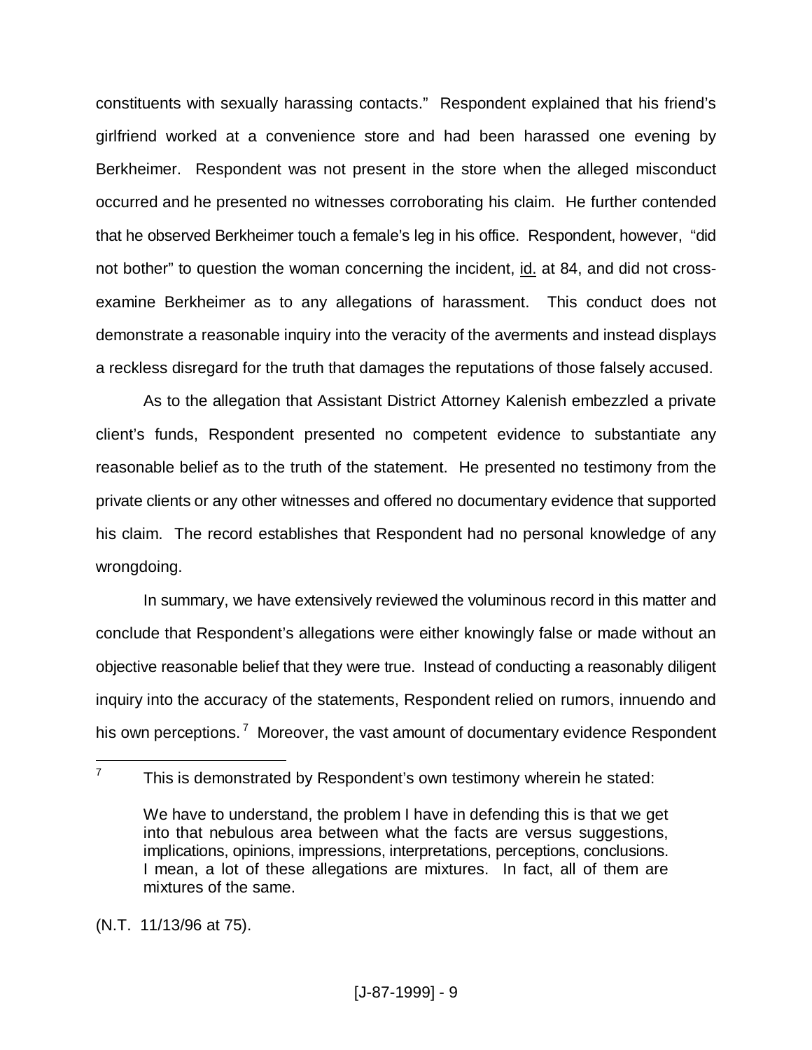constituents with sexually harassing contacts." Respondent explained that his friend's girlfriend worked at a convenience store and had been harassed one evening by Berkheimer. Respondent was not present in the store when the alleged misconduct occurred and he presented no witnesses corroborating his claim. He further contended that he observed Berkheimer touch a female's leg in his office. Respondent, however, "did not bother" to question the woman concerning the incident, id. at 84, and did not cross-examine Berkheimer as to any allegations of harassment. This conduct does not demonstrate a reasonable inquiry into the veracity of the averments and instead displays a reckless disregard for the truth that damages the reputations of those falsely accused.

As to the allegation that Assistant District Attorney Kalenish embezzled a private client's funds, Respondent presented no competent evidence to substantiate any reasonable belief as to the truth of the statement. He presented no testimony from the private clients or any other witnesses and offered no documentary evidence that supported his claim. The record establishes that Respondent had no personal knowledge of any wrongdoing.

In summary, we have extensively reviewed the voluminous record in this matter and conclude that Respondent's allegations were either knowingly false or made without an objective reasonable belief that they were true. Instead of conducting a reasonably diligent inquiry into the accuracy of the statements, Respondent relied on rumors, innuendo and his own perceptions.[7] Moreover, the vast amount of documentary evidence Respondent

---

[7] This is demonstrated by Respondent's own testimony wherein he stated:

> We have to understand, the problem I have in defending this is that we get into that nebulous area between what the facts are versus suggestions, implications, opinions, impressions, interpretations, perceptions, conclusions. I mean, a lot of these allegations are mixtures. In fact, all of them are mixtures of the same.

(N.T. 11/13/96 at 75).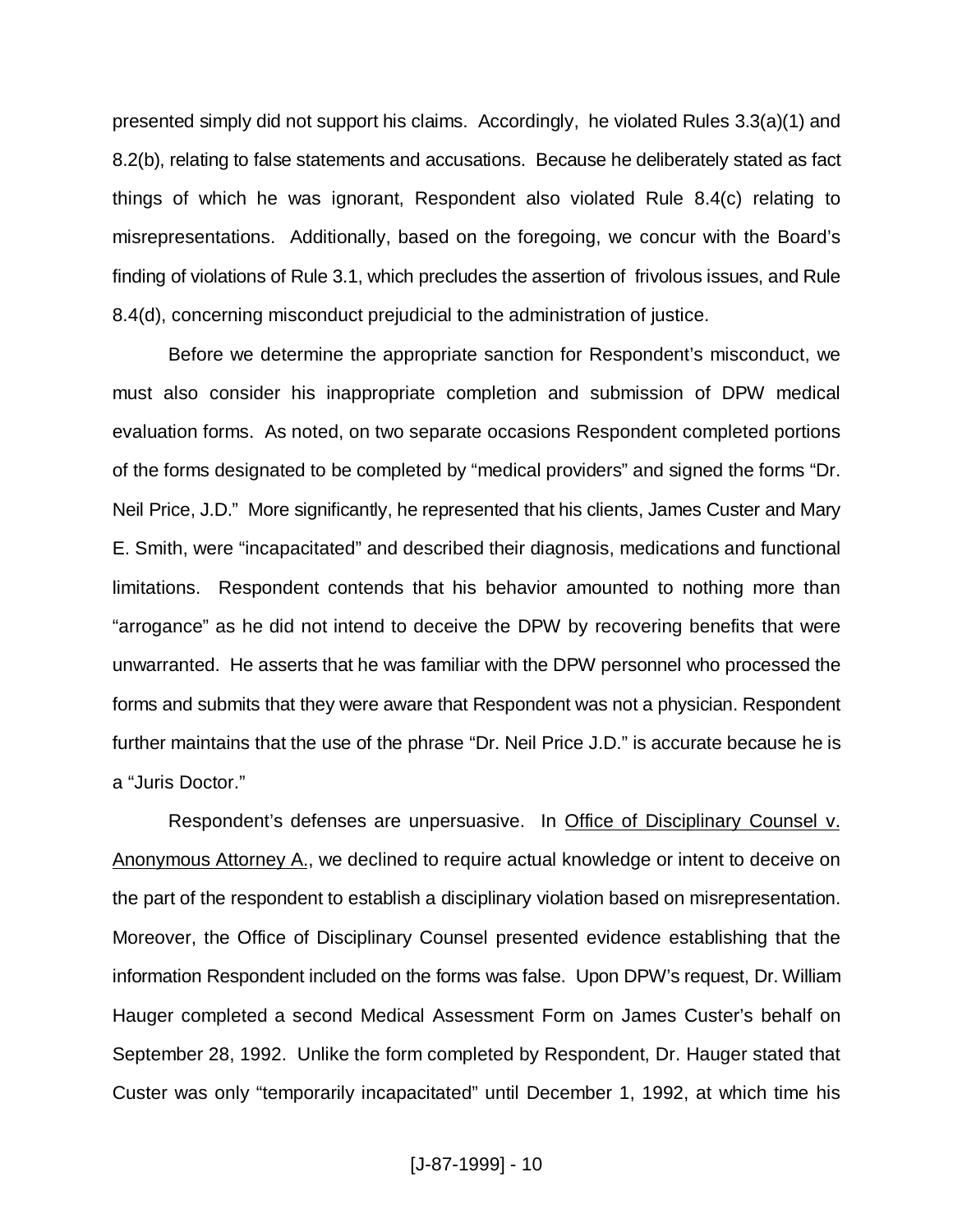presented simply did not support his claims. Accordingly, he violated Rules 3.3(a)(1) and 8.2(b), relating to false statements and accusations. Because he deliberately stated as fact things of which he was ignorant, Respondent also violated Rule 8.4(c) relating to misrepresentations. Additionally, based on the foregoing, we concur with the Board's finding of violations of Rule 3.1, which precludes the assertion of frivolous issues, and Rule 8.4(d), concerning misconduct prejudicial to the administration of justice.

Before we determine the appropriate sanction for Respondent's misconduct, we must also consider his inappropriate completion and submission of DPW medical evaluation forms. As noted, on two separate occasions Respondent completed portions of the forms designated to be completed by "medical providers" and signed the forms "Dr. Neil Price, J.D." More significantly, he represented that his clients, James Custer and Mary E. Smith, were "incapacitated" and described their diagnosis, medications and functional limitations. Respondent contends that his behavior amounted to nothing more than "arrogance" as he did not intend to deceive the DPW by recovering benefits that were unwarranted. He asserts that he was familiar with the DPW personnel who processed the forms and submits that they were aware that Respondent was not a physician. Respondent further maintains that the use of the phrase "Dr. Neil Price J.D." is accurate because he is a "Juris Doctor."

Respondent's defenses are unpersuasive. In Office of Disciplinary Counsel v. Anonymous Attorney A., we declined to require actual knowledge or intent to deceive on the part of the respondent to establish a disciplinary violation based on misrepresentation. Moreover, the Office of Disciplinary Counsel presented evidence establishing that the information Respondent included on the forms was false. Upon DPW's request, Dr. William Hauger completed a second Medical Assessment Form on James Custer's behalf on September 28, 1992. Unlike the form completed by Respondent, Dr. Hauger stated that Custer was only "temporarily incapacitated" until December 1, 1992, at which time his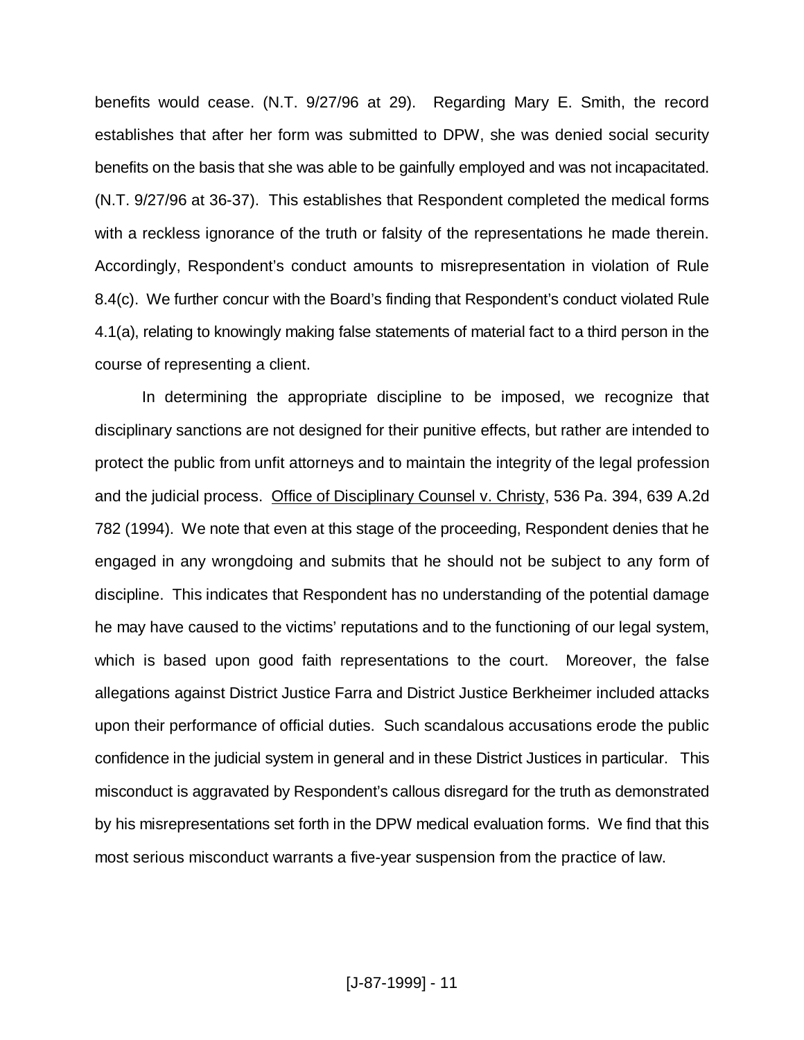benefits would cease. (N.T. 9/27/96 at 29). Regarding Mary E. Smith, the record establishes that after her form was submitted to DPW, she was denied social security benefits on the basis that she was able to be gainfully employed and was not incapacitated. (N.T. 9/27/96 at 36-37). This establishes that Respondent completed the medical forms with a reckless ignorance of the truth or falsity of the representations he made therein. Accordingly, Respondent's conduct amounts to misrepresentation in violation of Rule 8.4(c). We further concur with the Board's finding that Respondent's conduct violated Rule 4.1(a), relating to knowingly making false statements of material fact to a third person in the course of representing a client.

In determining the appropriate discipline to be imposed, we recognize that disciplinary sanctions are not designed for their punitive effects, but rather are intended to protect the public from unfit attorneys and to maintain the integrity of the legal profession and the judicial process. Office of Disciplinary Counsel v. Christy, 536 Pa. 394, 639 A.2d 782 (1994). We note that even at this stage of the proceeding, Respondent denies that he engaged in any wrongdoing and submits that he should not be subject to any form of discipline. This indicates that Respondent has no understanding of the potential damage he may have caused to the victims' reputations and to the functioning of our legal system, which is based upon good faith representations to the court. Moreover, the false allegations against District Justice Farra and District Justice Berkheimer included attacks upon their performance of official duties. Such scandalous accusations erode the public confidence in the judicial system in general and in these District Justices in particular. This misconduct is aggravated by Respondent's callous disregard for the truth as demonstrated by his misrepresentations set forth in the DPW medical evaluation forms. We find that this most serious misconduct warrants a five-year suspension from the practice of law.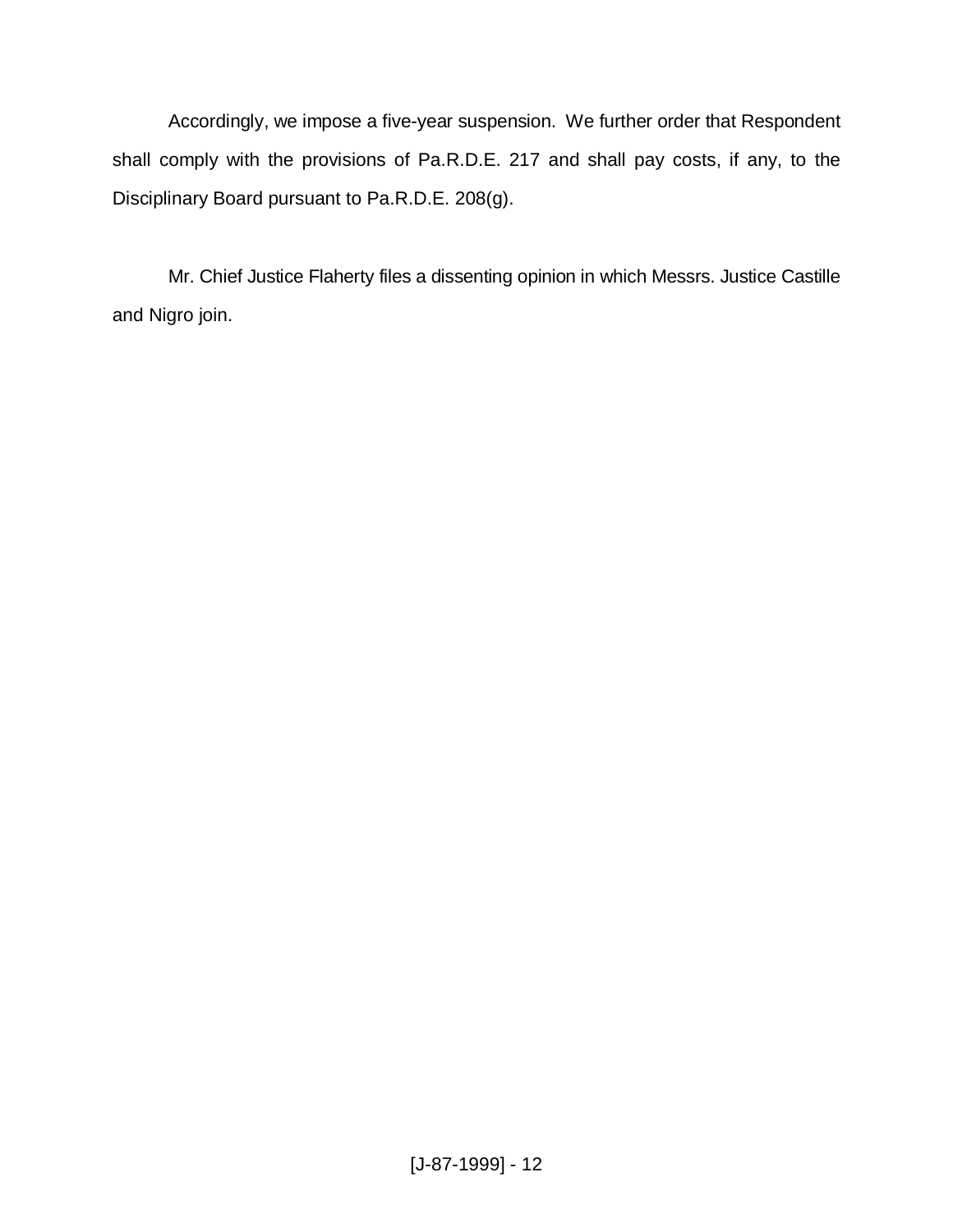Accordingly, we impose a five-year suspension. We further order that Respondent shall comply with the provisions of Pa.R.D.E. 217 and shall pay costs, if any, to the Disciplinary Board pursuant to Pa.R.D.E. 208(g).

Mr. Chief Justice Flaherty files a dissenting opinion in which Messrs. Justice Castille and Nigro join.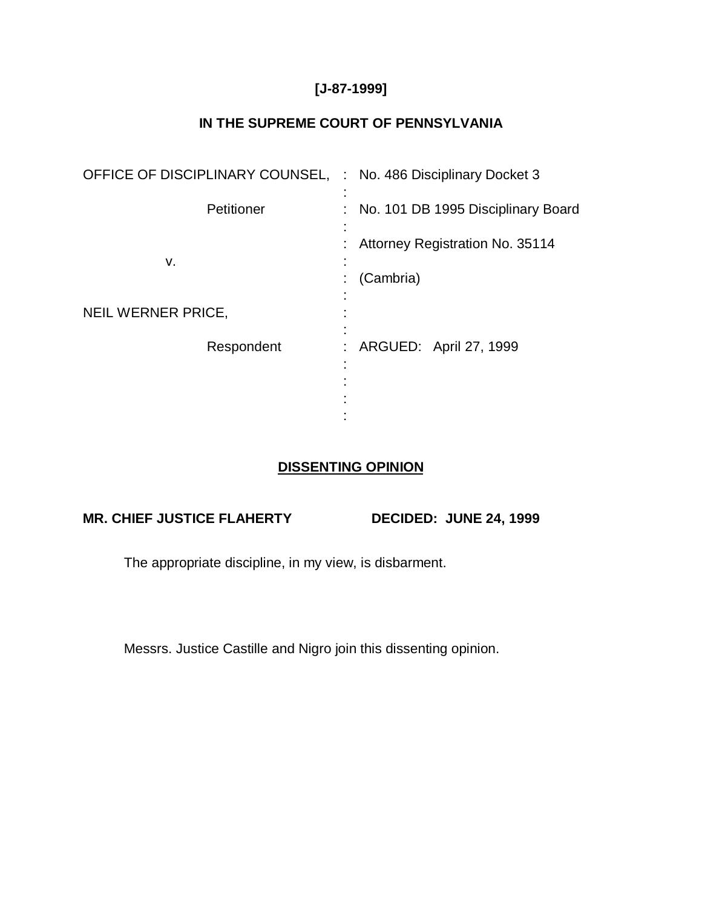**[J-87-1999]**

**IN THE SUPREME COURT OF PENNSYLVANIA**

| | | |
|---|---|---|
| OFFICE OF DISCIPLINARY COUNSEL, | : | No. 486 Disciplinary Docket 3 |
| Petitioner | : | No. 101 DB 1995 Disciplinary Board |
| | : | Attorney Registration No. 35114 |
| v. | : | |
| | : | (Cambria) |
| NEIL WERNER PRICE, | : | |
| Respondent | : | ARGUED: April 27, 1999 |

**DISSENTING OPINION**

**MR. CHIEF JUSTICE FLAHERTY** **DECIDED: JUNE 24, 1999**

The appropriate discipline, in my view, is disbarment.

Messrs. Justice Castille and Nigro join this dissenting opinion.